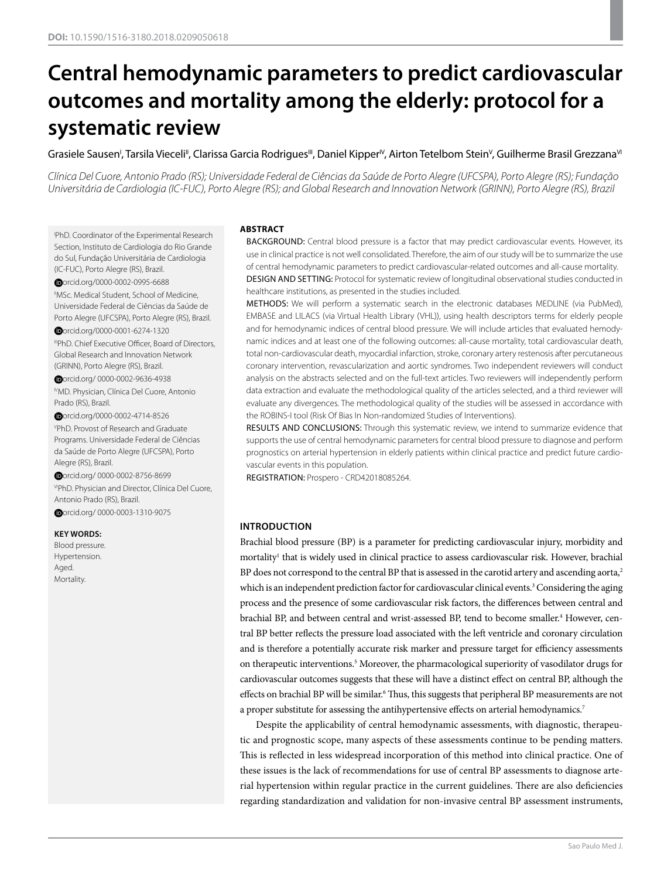DOI: 10.1590/1516-3180.2018.0209050618

# Central hemodynamic parameters to predict cardiovascular outcomes and mortality among the elderly: protocol for a systematic review

Grasiele Sausen[I], Tarsila Vieceli[II], Clarissa Garcia Rodrigues[III], Daniel Kipper[IV], Airton Tetelbom Stein[V], Guilherme Brasil Grezzana[VI]

*Clínica Del Cuore, Antonio Prado (RS); Universidade Federal de Ciências da Saúde de Porto Alegre (UFCSPA), Porto Alegre (RS); Fundação Universitária de Cardiologia (IC-FUC), Porto Alegre (RS); and Global Research and Innovation Network (GRINN), Porto Alegre (RS), Brazil*

[I]PhD. Coordinator of the Experimental Research Section, Instituto de Cardiologia do Rio Grande do Sul, Fundação Universitária de Cardiologia (IC-FUC), Porto Alegre (RS), Brazil.

orcid.org/0000-0002-0995-6688

[II]MSc. Medical Student, School of Medicine, Universidade Federal de Ciências da Saúde de Porto Alegre (UFCSPA), Porto Alegre (RS), Brazil.

orcid.org/0000-0001-6274-1320

[III]PhD. Chief Executive Officer, Board of Directors, Global Research and Innovation Network (GRINN), Porto Alegre (RS), Brazil.

orcid.org/ 0000-0002-9636-4938

[IV]MD. Physician, Clínica Del Cuore, Antonio Prado (RS), Brazil.

orcid.org/0000-0002-4714-8526

[V]PhD. Provost of Research and Graduate Programs. Universidade Federal de Ciências da Saúde de Porto Alegre (UFCSPA), Porto Alegre (RS), Brazil.

orcid.org/ 0000-0002-8756-8699

[VI]PhD. Physician and Director, Clínica Del Cuore, Antonio Prado (RS), Brazil.

orcid.org/ 0000-0003-1310-9075

**KEY WORDS:**

Blood pressure.
Hypertension.
Aged.
Mortality.

## ABSTRACT

BACKGROUND: Central blood pressure is a factor that may predict cardiovascular events. However, its use in clinical practice is not well consolidated. Therefore, the aim of our study will be to summarize the use of central hemodynamic parameters to predict cardiovascular-related outcomes and all-cause mortality.

DESIGN AND SETTING: Protocol for systematic review of longitudinal observational studies conducted in healthcare institutions, as presented in the studies included.

METHODS: We will perform a systematic search in the electronic databases MEDLINE (via PubMed), EMBASE and LILACS (via Virtual Health Library (VHL)), using health descriptors terms for elderly people and for hemodynamic indices of central blood pressure. We will include articles that evaluated hemodynamic indices and at least one of the following outcomes: all-cause mortality, total cardiovascular death, total non-cardiovascular death, myocardial infarction, stroke, coronary artery restenosis after percutaneous coronary intervention, revascularization and aortic syndromes. Two independent reviewers will conduct analysis on the abstracts selected and on the full-text articles. Two reviewers will independently perform data extraction and evaluate the methodological quality of the articles selected, and a third reviewer will evaluate any divergences. The methodological quality of the studies will be assessed in accordance with the ROBINS-I tool (Risk Of Bias In Non-randomized Studies of Interventions).

RESULTS AND CONCLUSIONS: Through this systematic review, we intend to summarize evidence that supports the use of central hemodynamic parameters for central blood pressure to diagnose and perform prognostics on arterial hypertension in elderly patients within clinical practice and predict future cardiovascular events in this population.

REGISTRATION: Prospero - CRD42018085264.

## INTRODUCTION

Brachial blood pressure (BP) is a parameter for predicting cardiovascular injury, morbidity and mortality[1] that is widely used in clinical practice to assess cardiovascular risk. However, brachial BP does not correspond to the central BP that is assessed in the carotid artery and ascending aorta,[2] which is an independent prediction factor for cardiovascular clinical events.[3] Considering the aging process and the presence of some cardiovascular risk factors, the differences between central and brachial BP, and between central and wrist-assessed BP, tend to become smaller.[4] However, central BP better reflects the pressure load associated with the left ventricle and coronary circulation and is therefore a potentially accurate risk marker and pressure target for efficiency assessments on therapeutic interventions.[5] Moreover, the pharmacological superiority of vasodilator drugs for cardiovascular outcomes suggests that these will have a distinct effect on central BP, although the effects on brachial BP will be similar.[6] Thus, this suggests that peripheral BP measurements are not a proper substitute for assessing the antihypertensive effects on arterial hemodynamics.[7]

Despite the applicability of central hemodynamic assessments, with diagnostic, therapeutic and prognostic scope, many aspects of these assessments continue to be pending matters. This is reflected in less widespread incorporation of this method into clinical practice. One of these issues is the lack of recommendations for use of central BP assessments to diagnose arterial hypertension within regular practice in the current guidelines. There are also deficiencies regarding standardization and validation for non-invasive central BP assessment instruments,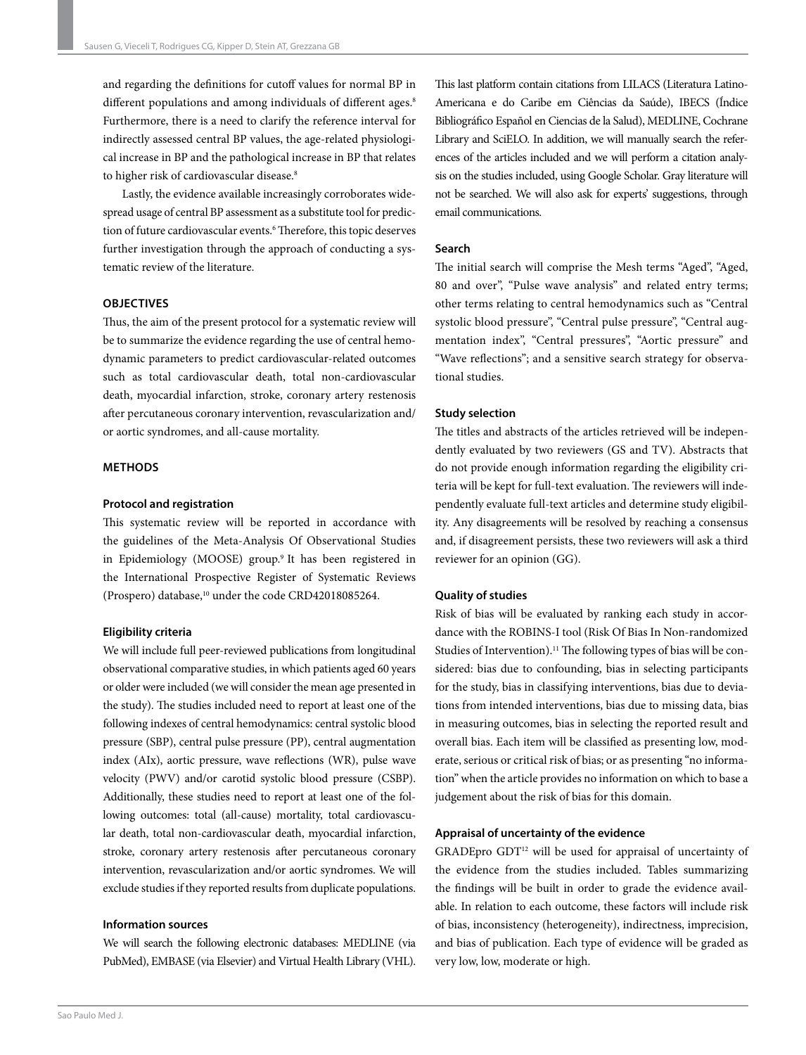and regarding the definitions for cutoff values for normal BP in different populations and among individuals of different ages.[8] Furthermore, there is a need to clarify the reference interval for indirectly assessed central BP values, the age-related physiological increase in BP and the pathological increase in BP that relates to higher risk of cardiovascular disease.[8]

Lastly, the evidence available increasingly corroborates widespread usage of central BP assessment as a substitute tool for prediction of future cardiovascular events.[6] Therefore, this topic deserves further investigation through the approach of conducting a systematic review of the literature.

## OBJECTIVES

Thus, the aim of the present protocol for a systematic review will be to summarize the evidence regarding the use of central hemodynamic parameters to predict cardiovascular-related outcomes such as total cardiovascular death, total non-cardiovascular death, myocardial infarction, stroke, coronary artery restenosis after percutaneous coronary intervention, revascularization and/or aortic syndromes, and all-cause mortality.

## METHODS

### Protocol and registration

This systematic review will be reported in accordance with the guidelines of the Meta-Analysis Of Observational Studies in Epidemiology (MOOSE) group.[9] It has been registered in the International Prospective Register of Systematic Reviews (Prospero) database,[10] under the code CRD42018085264.

### Eligibility criteria

We will include full peer-reviewed publications from longitudinal observational comparative studies, in which patients aged 60 years or older were included (we will consider the mean age presented in the study). The studies included need to report at least one of the following indexes of central hemodynamics: central systolic blood pressure (SBP), central pulse pressure (PP), central augmentation index (AIx), aortic pressure, wave reflections (WR), pulse wave velocity (PWV) and/or carotid systolic blood pressure (CSBP). Additionally, these studies need to report at least one of the following outcomes: total (all-cause) mortality, total cardiovascular death, total non-cardiovascular death, myocardial infarction, stroke, coronary artery restenosis after percutaneous coronary intervention, revascularization and/or aortic syndromes. We will exclude studies if they reported results from duplicate populations.

### Information sources

We will search the following electronic databases: MEDLINE (via PubMed), EMBASE (via Elsevier) and Virtual Health Library (VHL). This last platform contain citations from LILACS (Literatura Latino-Americana e do Caribe em Ciências da Saúde), IBECS (Índice Bibliográfico Español en Ciencias de la Salud), MEDLINE, Cochrane Library and SciELO. In addition, we will manually search the references of the articles included and we will perform a citation analysis on the studies included, using Google Scholar. Gray literature will not be searched. We will also ask for experts' suggestions, through email communications.

### Search

The initial search will comprise the Mesh terms "Aged", "Aged, 80 and over", "Pulse wave analysis" and related entry terms; other terms relating to central hemodynamics such as "Central systolic blood pressure", "Central pulse pressure", "Central augmentation index", "Central pressures", "Aortic pressure" and "Wave reflections"; and a sensitive search strategy for observational studies.

### Study selection

The titles and abstracts of the articles retrieved will be independently evaluated by two reviewers (GS and TV). Abstracts that do not provide enough information regarding the eligibility criteria will be kept for full-text evaluation. The reviewers will independently evaluate full-text articles and determine study eligibility. Any disagreements will be resolved by reaching a consensus and, if disagreement persists, these two reviewers will ask a third reviewer for an opinion (GG).

### Quality of studies

Risk of bias will be evaluated by ranking each study in accordance with the ROBINS-I tool (Risk Of Bias In Non-randomized Studies of Intervention).[11] The following types of bias will be considered: bias due to confounding, bias in selecting participants for the study, bias in classifying interventions, bias due to deviations from intended interventions, bias due to missing data, bias in measuring outcomes, bias in selecting the reported result and overall bias. Each item will be classified as presenting low, moderate, serious or critical risk of bias; or as presenting "no information" when the article provides no information on which to base a judgement about the risk of bias for this domain.

### Appraisal of uncertainty of the evidence

GRADEpro GDT[12] will be used for appraisal of uncertainty of the evidence from the studies included. Tables summarizing the findings will be built in order to grade the evidence available. In relation to each outcome, these factors will include risk of bias, inconsistency (heterogeneity), indirectness, imprecision, and bias of publication. Each type of evidence will be graded as very low, low, moderate or high.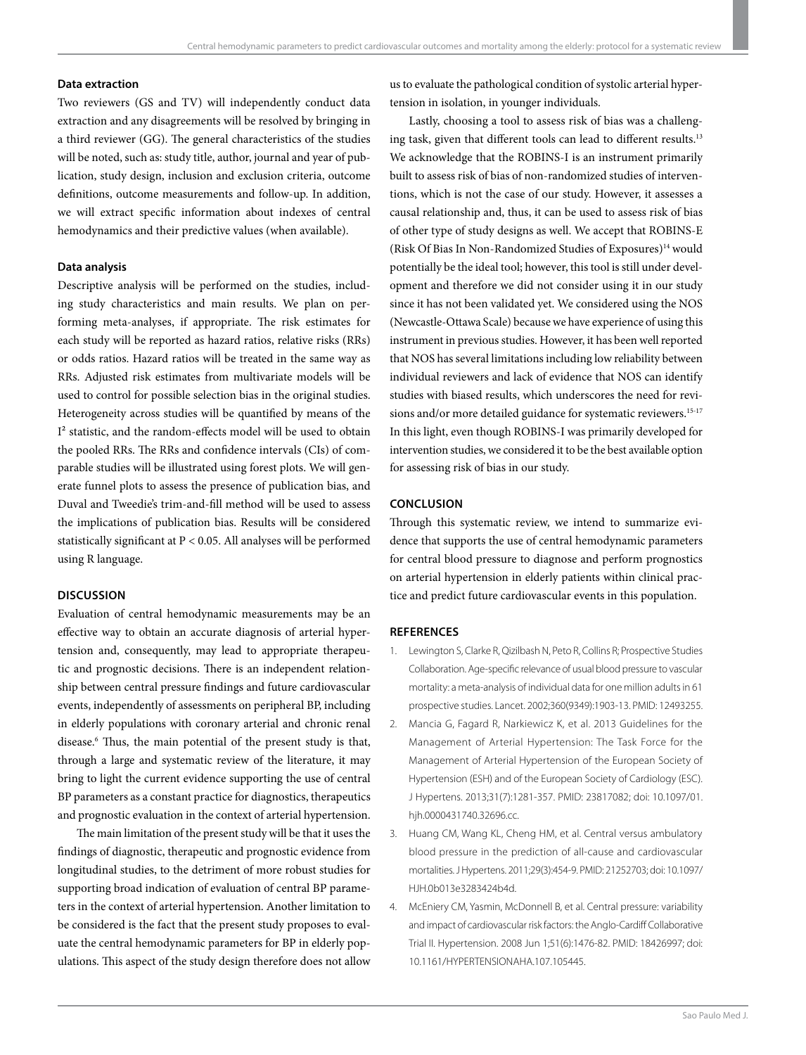### Data extraction

Two reviewers (GS and TV) will independently conduct data extraction and any disagreements will be resolved by bringing in a third reviewer (GG). The general characteristics of the studies will be noted, such as: study title, author, journal and year of publication, study design, inclusion and exclusion criteria, outcome definitions, outcome measurements and follow-up. In addition, we will extract specific information about indexes of central hemodynamics and their predictive values (when available).

### Data analysis

Descriptive analysis will be performed on the studies, including study characteristics and main results. We plan on performing meta-analyses, if appropriate. The risk estimates for each study will be reported as hazard ratios, relative risks (RRs) or odds ratios. Hazard ratios will be treated in the same way as RRs. Adjusted risk estimates from multivariate models will be used to control for possible selection bias in the original studies. Heterogeneity across studies will be quantified by means of the $I^2$ statistic, and the random-effects model will be used to obtain the pooled RRs. The RRs and confidence intervals (CIs) of comparable studies will be illustrated using forest plots. We will generate funnel plots to assess the presence of publication bias, and Duval and Tweedie's trim-and-fill method will be used to assess the implications of publication bias. Results will be considered statistically significant at $P < 0.05$. All analyses will be performed using R language.

## DISCUSSION

Evaluation of central hemodynamic measurements may be an effective way to obtain an accurate diagnosis of arterial hypertension and, consequently, may lead to appropriate therapeutic and prognostic decisions. There is an independent relationship between central pressure findings and future cardiovascular events, independently of assessments on peripheral BP, including in elderly populations with coronary arterial and chronic renal disease.[6] Thus, the main potential of the present study is that, through a large and systematic review of the literature, it may bring to light the current evidence supporting the use of central BP parameters as a constant practice for diagnostics, therapeutics and prognostic evaluation in the context of arterial hypertension.

The main limitation of the present study will be that it uses the findings of diagnostic, therapeutic and prognostic evidence from longitudinal studies, to the detriment of more robust studies for supporting broad indication of evaluation of central BP parameters in the context of arterial hypertension. Another limitation to be considered is the fact that the present study proposes to evaluate the central hemodynamic parameters for BP in elderly populations. This aspect of the study design therefore does not allow us to evaluate the pathological condition of systolic arterial hypertension in isolation, in younger individuals.

Lastly, choosing a tool to assess risk of bias was a challenging task, given that different tools can lead to different results.[13] We acknowledge that the ROBINS-I is an instrument primarily built to assess risk of bias of non-randomized studies of interventions, which is not the case of our study. However, it assesses a causal relationship and, thus, it can be used to assess risk of bias of other type of study designs as well. We accept that ROBINS-E (Risk Of Bias In Non-Randomized Studies of Exposures)[14] would potentially be the ideal tool; however, this tool is still under development and therefore we did not consider using it in our study since it has not been validated yet. We considered using the NOS (Newcastle-Ottawa Scale) because we have experience of using this instrument in previous studies. However, it has been well reported that NOS has several limitations including low reliability between individual reviewers and lack of evidence that NOS can identify studies with biased results, which underscores the need for revisions and/or more detailed guidance for systematic reviewers.[15-17] In this light, even though ROBINS-I was primarily developed for intervention studies, we considered it to be the best available option for assessing risk of bias in our study.

## CONCLUSION

Through this systematic review, we intend to summarize evidence that supports the use of central hemodynamic parameters for central blood pressure to diagnose and perform prognostics on arterial hypertension in elderly patients within clinical practice and predict future cardiovascular events in this population.

## REFERENCES

1. Lewington S, Clarke R, Qizilbash N, Peto R, Collins R; Prospective Studies Collaboration. Age-specific relevance of usual blood pressure to vascular mortality: a meta-analysis of individual data for one million adults in 61 prospective studies. Lancet. 2002;360(9349):1903-13. PMID: 12493255.
2. Mancia G, Fagard R, Narkiewicz K, et al. 2013 Guidelines for the Management of Arterial Hypertension: The Task Force for the Management of Arterial Hypertension of the European Society of Hypertension (ESH) and of the European Society of Cardiology (ESC). J Hypertens. 2013;31(7):1281-357. PMID: 23817082; doi: 10.1097/01.hjh.0000431740.32696.cc.
3. Huang CM, Wang KL, Cheng HM, et al. Central versus ambulatory blood pressure in the prediction of all-cause and cardiovascular mortalities. J Hypertens. 2011;29(3):454-9. PMID: 21252703; doi: 10.1097/HJH.0b013e3283424b4d.
4. McEniery CM, Yasmin, McDonnell B, et al. Central pressure: variability and impact of cardiovascular risk factors: the Anglo-Cardiff Collaborative Trial II. Hypertension. 2008 Jun 1;51(6):1476-82. PMID: 18426997; doi: 10.1161/HYPERTENSIONAHA.107.105445.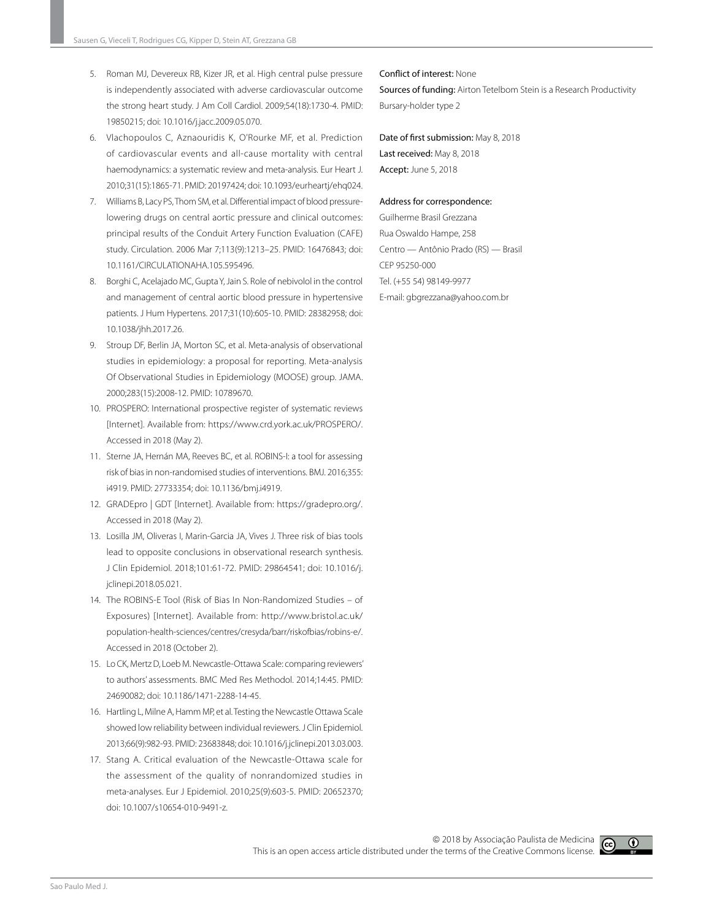5. Roman MJ, Devereux RB, Kizer JR, et al. High central pulse pressure is independently associated with adverse cardiovascular outcome the strong heart study. J Am Coll Cardiol. 2009;54(18):1730-4. PMID: 19850215; doi: 10.1016/j.jacc.2009.05.070.
6. Vlachopoulos C, Aznaouridis K, O'Rourke MF, et al. Prediction of cardiovascular events and all-cause mortality with central haemodynamics: a systematic review and meta-analysis. Eur Heart J. 2010;31(15):1865-71. PMID: 20197424; doi: 10.1093/eurheartj/ehq024.
7. Williams B, Lacy PS, Thom SM, et al. Differential impact of blood pressure-lowering drugs on central aortic pressure and clinical outcomes: principal results of the Conduit Artery Function Evaluation (CAFE) study. Circulation. 2006 Mar 7;113(9):1213–25. PMID: 16476843; doi: 10.1161/CIRCULATIONAHA.105.595496.
8. Borghi C, Acelajado MC, Gupta Y, Jain S. Role of nebivolol in the control and management of central aortic blood pressure in hypertensive patients. J Hum Hypertens. 2017;31(10):605-10. PMID: 28382958; doi: 10.1038/jhh.2017.26.
9. Stroup DF, Berlin JA, Morton SC, et al. Meta-analysis of observational studies in epidemiology: a proposal for reporting. Meta-analysis Of Observational Studies in Epidemiology (MOOSE) group. JAMA. 2000;283(15):2008-12. PMID: 10789670.
10. PROSPERO: International prospective register of systematic reviews [Internet]. Available from: https://www.crd.york.ac.uk/PROSPERO/. Accessed in 2018 (May 2).
11. Sterne JA, Hernán MA, Reeves BC, et al. ROBINS-I: a tool for assessing risk of bias in non-randomised studies of interventions. BMJ. 2016;355: i4919. PMID: 27733354; doi: 10.1136/bmj.i4919.
12. GRADEpro | GDT [Internet]. Available from: https://gradepro.org/. Accessed in 2018 (May 2).
13. Losilla JM, Oliveras I, Marin-Garcia JA, Vives J. Three risk of bias tools lead to opposite conclusions in observational research synthesis. J Clin Epidemiol. 2018;101:61-72. PMID: 29864541; doi: 10.1016/j.jclinepi.2018.05.021.
14. The ROBINS-E Tool (Risk of Bias In Non-Randomized Studies – of Exposures) [Internet]. Available from: http://www.bristol.ac.uk/population-health-sciences/centres/cresyda/barr/riskofbias/robins-e/. Accessed in 2018 (October 2).
15. Lo CK, Mertz D, Loeb M. Newcastle-Ottawa Scale: comparing reviewers' to authors' assessments. BMC Med Res Methodol. 2014;14:45. PMID: 24690082; doi: 10.1186/1471-2288-14-45.
16. Hartling L, Milne A, Hamm MP, et al. Testing the Newcastle Ottawa Scale showed low reliability between individual reviewers. J Clin Epidemiol. 2013;66(9):982-93. PMID: 23683848; doi: 10.1016/j.jclinepi.2013.03.003.
17. Stang A. Critical evaluation of the Newcastle-Ottawa scale for the assessment of the quality of nonrandomized studies in meta-analyses. Eur J Epidemiol. 2010;25(9):603-5. PMID: 20652370; doi: 10.1007/s10654-010-9491-z.

**Conflict of interest:** None

**Sources of funding:** Airton Tetelbom Stein is a Research Productivity Bursary-holder type 2

**Date of first submission:** May 8, 2018

**Last received:** May 8, 2018

**Accept:** June 5, 2018

**Address for correspondence:**

Guilherme Brasil Grezzana
Rua Oswaldo Hampe, 258
Centro — Antônio Prado (RS) — Brasil
CEP 95250-000
Tel. (+55 54) 98149-9977
E-mail: gbgrezzana@yahoo.com.br

© 2018 by Associação Paulista de Medicina
This is an open access article distributed under the terms of the Creative Commons license.